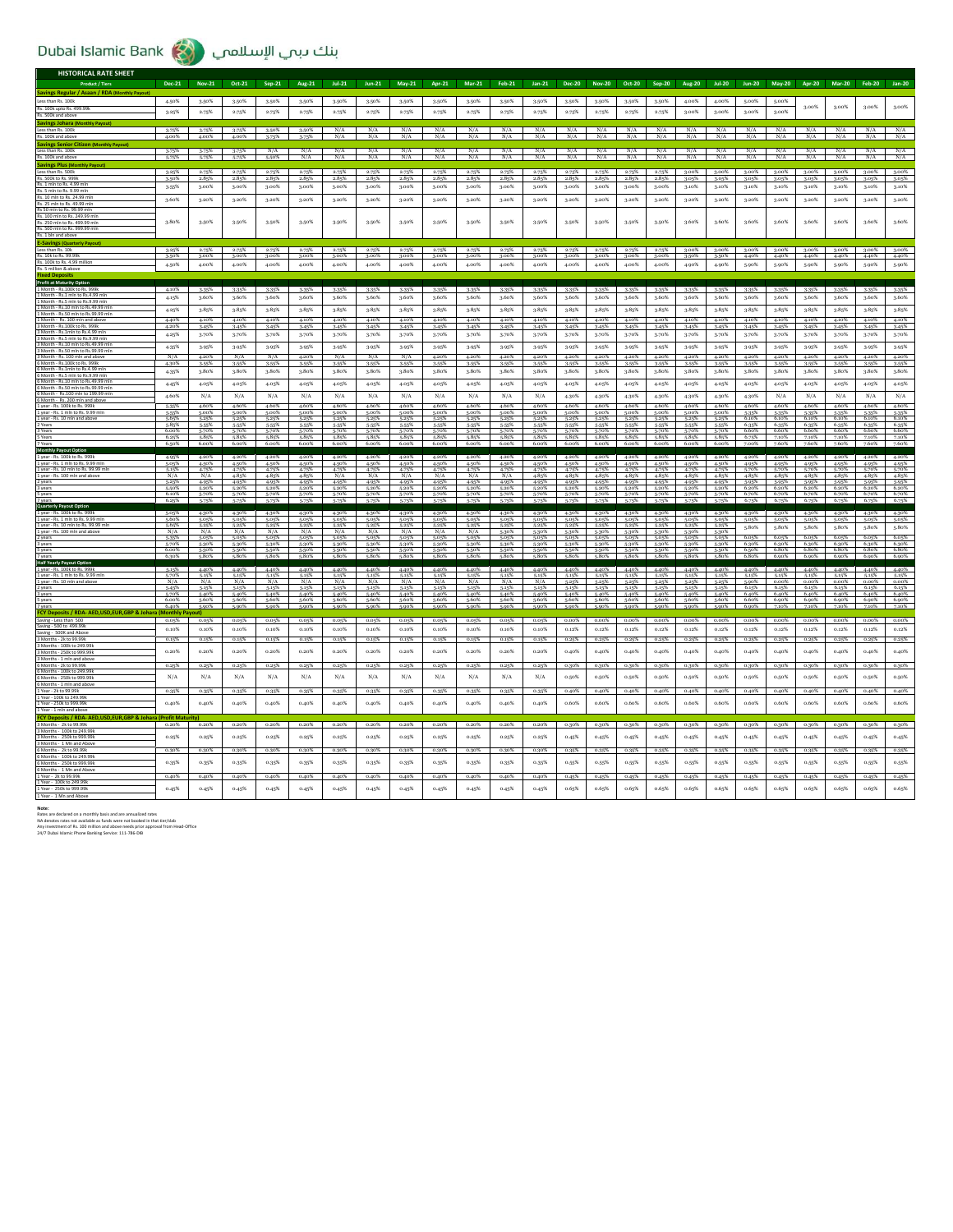# Dubai Islamic Bank بنك دبي الإسلامي

## HISTORICAL RATE SHEET

| Product / Tiers | Dec-21 | Nov-21 | Oct-21 | Sep-21 | Aug-21 | Jul-21 | Jun-21 | May-21 | Apr-21 | Mar-21 | Feb-21 | Jan-21 | Dec-20 | Nov-20 | Oct-20 | Sep-20 | Aug-20 | Jul-20 | Jun-20 | May-20 | Apr-20 | Mar-20 | Feb-20 | Jan-20 |
|---|---|---|---|---|---|---|---|---|---|---|---|---|---|---|---|---|---|---|---|---|---|---|---|---|
| **Savings Regular / Asaan / RDA (Monthly Payout)** | | | | | | | | | | | | | | | | | | | | | | | | |
| Less than Rs. 100k | 4.50% | 3.50% | 3.50% | 3.50% | 3.50% | 3.50% | 3.50% | 3.50% | 3.50% | 3.50% | 3.50% | 3.50% | 3.50% | 3.50% | 3.50% | 3.50% | 4.00% | 4.00% | 5.00% | 5.00% | 3.00% | 3.00% | 3.00% | 3.00% |
| Rs. 100k upto Rs. 499.99k / Rs. 500k and above | 3.25% | 2.75% | 2.75% | 2.75% | 2.75% | 2.75% | 2.75% | 2.75% | 2.75% | 2.75% | 2.75% | 2.75% | 2.75% | 2.75% | 2.75% | 2.75% | 3.00% | 3.00% | 3.00% | 3.00% | | | | |
| **Savings Johara (Monthly Payout)** | | | | | | | | | | | | | | | | | | | | | | | | |
| Less than Rs. 100k | 3.75% | 3.75% | 3.75% | 3.50% | 3.50% | N/A | N/A | N/A | N/A | N/A | N/A | N/A | N/A | N/A | N/A | N/A | N/A | N/A | N/A | N/A | N/A | N/A | N/A | N/A |
| Rs. 100k and above | 4.00% | 4.00% | 4.00% | 3.75% | 3.75% | N/A | N/A | N/A | N/A | N/A | N/A | N/A | N/A | N/A | N/A | N/A | N/A | N/A | N/A | N/A | N/A | N/A | N/A | N/A |
| **Savings Senior Citizen (Monthly Payout)** | | | | | | | | | | | | | | | | | | | | | | | | |
| Less than Rs. 100k | 3.75% | 3.75% | 3.75% | N/A | N/A | N/A | N/A | N/A | N/A | N/A | N/A | N/A | N/A | N/A | N/A | N/A | N/A | N/A | N/A | N/A | N/A | N/A | N/A | N/A |
| Rs. 100k and above | 5.75% | 5.75% | 5.75% | N/A | N/A | N/A | N/A | N/A | N/A | N/A | N/A | N/A | N/A | N/A | N/A | N/A | N/A | N/A | N/A | N/A | N/A | N/A | N/A | N/A |
| **Savings Plus (Monthly Payout)** | | | | | | | | | | | | | | | | | | | | | | | | |
| Less than Rs. 500k | 3.25% | 2.75% | 2.75% | 2.75% | 2.75% | 2.75% | 2.75% | 2.75% | 2.75% | 2.75% | 2.75% | 2.75% | 2.75% | 2.75% | 2.75% | 2.75% | 3.00% | 3.00% | 3.00% | 3.00% | 3.00% | 3.00% | 3.00% | 3.00% |
| Rs. 500k to Rs. 999k | 3.50% | 2.85% | 2.85% | 2.85% | 2.85% | 2.85% | 2.85% | 2.85% | 2.85% | 2.85% | 2.85% | 2.85% | 2.85% | 2.85% | 2.85% | 2.85% | 3.05% | 3.05% | 3.05% | 3.05% | 3.05% | 3.05% | 3.05% | 3.05% |
| Rs. 1 mln to Rs. 4.99 mln / Rs. 5 mln to Rs. 9.99 mln | 3.55% | 3.00% | 3.00% | 3.00% | 3.00% | 3.00% | 3.00% | 3.00% | 3.00% | 3.00% | 3.00% | 3.00% | 3.00% | 3.00% | 3.00% | 3.00% | 3.10% | 3.10% | 3.10% | 3.10% | 3.10% | 3.10% | 3.10% | 3.10% |
| Rs. 10 mln to Rs. 24.99 mln / Rs. 25 mln to Rs. 49.99 mln | 3.60% | 3.20% | 3.20% | 3.20% | 3.20% | 3.20% | 3.20% | 3.20% | 3.20% | 3.20% | 3.20% | 3.20% | 3.20% | 3.20% | 3.20% | 3.20% | 3.20% | 3.20% | 3.20% | 3.20% | 3.20% | 3.20% | 3.20% | 3.20% |
| Rs 50 mln to Rs. 99.99 mln / Rs. 100 mln to Rs. 249.99 mln / Rs. 250 mln to Rs. 499.99 mln / Rs. 500 mln to Rs. 999.99 mln / Rs. 1 bln and above | 3.80% | 3.50% | 3.50% | 3.50% | 3.50% | 3.50% | 3.50% | 3.50% | 3.50% | 3.50% | 3.50% | 3.50% | 3.50% | 3.50% | 3.50% | 3.50% | 3.60% | 3.60% | 3.60% | 3.60% | 3.60% | 3.60% | 3.60% | 3.60% |
| **E-Savings (Quarterly Payout)** | | | | | | | | | | | | | | | | | | | | | | | | |
| Less than Rs. 10k | 3.25% | 2.75% | 2.75% | 2.75% | 2.75% | 2.75% | 2.75% | 2.75% | 2.75% | 2.75% | 2.75% | 2.75% | 2.75% | 2.75% | 2.75% | 2.75% | 3.00% | 3.00% | 3.00% | 3.00% | 3.00% | 3.00% | 3.00% | 3.00% |
| Rs. 10k to Rs. 99.99k | 3.50% | 3.00% | 3.00% | 3.00% | 3.00% | 3.00% | 3.00% | 3.00% | 3.00% | 3.00% | 3.00% | 3.00% | 3.00% | 3.00% | 3.00% | 3.00% | 3.50% | 3.50% | 4.40% | 4.40% | 4.40% | 4.40% | 4.40% | 4.40% |
| Rs. 100k to Rs. 4.99 million / Rs. 5 million & above | 4.50% | 4.00% | 4.00% | 4.00% | 4.00% | 4.00% | 4.00% | 4.00% | 4.00% | 4.00% | 4.00% | 4.00% | 4.00% | 4.00% | 4.00% | 4.00% | 4.90% | 4.90% | 5.90% | 5.90% | 5.90% | 5.90% | 5.90% | 5.90% |
| **Fixed Deposits** | | | | | | | | | | | | | | | | | | | | | | | | |
| **Profit at Maturity Option** | | | | | | | | | | | | | | | | | | | | | | | | |
| 1 Month - Rs. 100k to Rs. 999k | 4.10% | 3.35% | 3.35% | 3.35% | 3.35% | 3.35% | 3.35% | 3.35% | 3.35% | 3.35% | 3.35% | 3.35% | 3.35% | 3.35% | 3.35% | 3.35% | 3.35% | 3.35% | 3.35% | 3.35% | 3.35% | 3.35% | 3.35% | 3.35% |
| 1 Month - Rs.1 mln to Rs.4.99 mln / 1 Month - Rs.5 mln to Rs.9.99 mln | 4.15% | 3.60% | 3.60% | 3.60% | 3.60% | 3.60% | 3.60% | 3.60% | 3.60% | 3.60% | 3.60% | 3.60% | 3.60% | 3.60% | 3.60% | 3.60% | 3.60% | 3.60% | 3.60% | 3.60% | 3.60% | 3.60% | 3.60% | 3.60% |
| 1 Month - Rs.10 mln to Rs.49.99 mln / 1 Month - Rs.50 mln to Rs.99.99 mln | 4.25% | 3.85% | 3.85% | 3.85% | 3.85% | 3.85% | 3.85% | 3.85% | 3.85% | 3.85% | 3.85% | 3.85% | 3.85% | 3.85% | 3.85% | 3.85% | 3.85% | 3.85% | 3.85% | 3.85% | 3.85% | 3.85% | 3.85% | 3.85% |
| 1 Month - Rs. 100 mln and above | 4.40% | 4.10% | 4.10% | 4.10% | 4.10% | 4.10% | 4.10% | 4.10% | 4.10% | 4.10% | 4.10% | 4.10% | 4.10% | 4.10% | 4.10% | 4.10% | 4.10% | 4.10% | 4.10% | 4.10% | 4.10% | 4.10% | 4.10% | 4.10% |
| 3 Month - Rs.100k to Rs. 999k | 4.20% | 3.45% | 3.45% | 3.45% | 3.45% | 3.45% | 3.45% | 3.45% | 3.45% | 3.45% | 3.45% | 3.45% | 3.45% | 3.45% | 3.45% | 3.45% | 3.45% | 3.45% | 3.45% | 3.45% | 3.45% | 3.45% | 3.45% | 3.45% |
| 3 Month - Rs.1mln to Rs.4.99 mln / 3 Month - Rs.5 mln to Rs.9.99 mln | 4.25% | 3.70% | 3.70% | 3.70% | 3.70% | 3.70% | 3.70% | 3.70% | 3.70% | 3.70% | 3.70% | 3.70% | 3.70% | 3.70% | 3.70% | 3.70% | 3.70% | 3.70% | 3.70% | 3.70% | 3.70% | 3.70% | 3.70% | 3.70% |
| 3 Month - Rs.10 mln to Rs.49.99 mln / 3 Month - Rs.50 mln to Rs.99.99 mln | 4.35% | 3.95% | 3.95% | 3.95% | 3.95% | 3.95% | 3.95% | 3.95% | 3.95% | 3.95% | 3.95% | 3.95% | 3.95% | 3.95% | 3.95% | 3.95% | 3.95% | 3.95% | 3.95% | 3.95% | 3.95% | 3.95% | 3.95% | 3.95% |
| 3 Month - Rs. 100 mln and above | N/A | 4.20% | N/A | N/A | 4.20% | N/A | N/A | N/A | 4.20% | 4.20% | 4.20% | 4.20% | 4.20% | 4.20% | 4.20% | 4.20% | 4.20% | 4.20% | 4.20% | 4.20% | 4.20% | 4.20% | 4.20% | 4.20% |
| 6 Month - Rs.100k to Rs. 999k | 4.30% | 3.55% | 3.55% | 3.55% | 3.55% | 3.55% | 3.55% | 3.55% | 3.55% | 3.55% | 3.55% | 3.55% | 3.55% | 3.55% | 3.55% | 3.55% | 3.55% | 3.55% | 3.55% | 3.55% | 3.55% | 3.55% | 3.55% | 3.55% |
| 6 Month - Rs.1mln to Rs.4.99 mln / 6 Month - Rs.5 mln to Rs.9.99 mln | 4.35% | 3.80% | 3.80% | 3.80% | 3.80% | 3.80% | 3.80% | 3.80% | 3.80% | 3.80% | 3.80% | 3.80% | 3.80% | 3.80% | 3.80% | 3.80% | 3.80% | 3.80% | 3.80% | 3.80% | 3.80% | 3.80% | 3.80% | 3.80% |
| 6 Month - Rs.10 mln to Rs.49.99 mln / 6 Month - Rs.50 mln to Rs.99.99 mln | 4.45% | 4.05% | 4.05% | 4.05% | 4.05% | 4.05% | 4.05% | 4.05% | 4.05% | 4.05% | 4.05% | 4.05% | 4.05% | 4.05% | 4.05% | 4.05% | 4.05% | 4.05% | 4.05% | 4.05% | 4.05% | 4.05% | 4.05% | 4.05% |
| 6 Month - Rs.100 mln to 199.99 mln / 6 Month - Rs. 200 mln and above | 4.60% | N/A | N/A | N/A | N/A | N/A | N/A | N/A | N/A | N/A | N/A | N/A | 4.30% | 4.30% | 4.30% | 4.30% | 4.30% | 4.30% | 4.30% | 4.30% | N/A | N/A | N/A | N/A |
| 1 year - Rs. 100k to Rs. 999k | 5.35% | 4.60% | 4.60% | 4.60% | 4.60% | 4.60% | 4.60% | 4.60% | 4.60% | 4.60% | 4.60% | 4.60% | 4.60% | 4.60% | 4.60% | 4.60% | 4.60% | 4.60% | 4.60% | 4.60% | 4.60% | 4.60% | 4.60% | 4.60% |
| 1 year - Rs. 1 mln to Rs. 9.99 mln | 5.55% | 5.00% | 5.00% | 5.00% | 5.00% | 5.00% | 5.00% | 5.00% | 5.00% | 5.00% | 5.00% | 5.00% | 5.00% | 5.00% | 5.00% | 5.00% | 5.00% | 5.00% | 5.00% | 5.00% | 5.00% | 5.00% | 5.00% | 5.00% |
| 1 year - Rs. 10 mln and above | 5.65% | 5.25% | 5.25% | 5.25% | 5.25% | 5.25% | 5.25% | 5.25% | 5.25% | 5.25% | 5.25% | 5.25% | 5.25% | 5.25% | 5.25% | 5.25% | 5.25% | 5.25% | 6.10% | 6.10% | 6.10% | 6.10% | 6.10% | 6.10% |
| 2 Years | 5.85% | 5.55% | 5.55% | 5.55% | 5.55% | 5.55% | 5.55% | 5.55% | 5.55% | 5.55% | 5.55% | 5.55% | 5.55% | 5.55% | 5.55% | 5.55% | 5.55% | 5.55% | 6.35% | 6.35% | 6.35% | 6.35% | 6.35% | 6.35% |
| 3 Years | 6.00% | 5.70% | 5.70% | 5.70% | 5.70% | 5.70% | 5.70% | 5.70% | 5.70% | 5.70% | 5.70% | 5.70% | 5.70% | 5.70% | 5.70% | 5.70% | 5.70% | 5.70% | 6.60% | 6.60% | 6.60% | 6.60% | 6.60% | 6.60% |
| 5 Years | 6.25% | 5.85% | 5.85% | 5.85% | 5.85% | 5.85% | 5.85% | 5.85% | 5.85% | 5.85% | 5.85% | 5.85% | 5.85% | 5.85% | 5.85% | 5.85% | 5.85% | 5.85% | 7.10% | 7.10% | 7.10% | 7.10% | 7.10% | 7.10% |
| 7 Years | 6.50% | 6.00% | 6.00% | 6.00% | 6.00% | 6.00% | 6.00% | 6.00% | 6.00% | 6.00% | 6.00% | 6.00% | 6.00% | 6.00% | 6.00% | 6.00% | 6.00% | 6.00% | 7.60% | 7.60% | 7.60% | 7.60% | 7.60% | 7.60% |
| **Monthly Payout Option** | | | | | | | | | | | | | | | | | | | | | | | | |
| 1 year - Rs. 100k to Rs. 999k | 4.95% | 4.20% | 4.20% | 4.20% | 4.20% | 4.20% | 4.20% | 4.20% | 4.20% | 4.20% | 4.20% | 4.20% | 4.20% | 4.20% | 4.20% | 4.20% | 4.20% | 4.20% | 4.20% | 4.20% | 4.20% | 4.20% | 4.20% | 4.20% |
| 1 year - Rs. 1 mln to Rs. 9.99 mln | 5.05% | 4.50% | 4.50% | 4.50% | 4.50% | 4.50% | 4.50% | 4.50% | 4.50% | 4.50% | 4.50% | 4.50% | 4.50% | 4.50% | 4.50% | 4.50% | 4.50% | 4.50% | 4.95% | 4.95% | 4.95% | 4.95% | 4.95% | 4.95% |
| 1 year - Rs. 10 mln to Rs. 99.99 mln | 5.15% | 4.75% | 4.75% | 4.75% | 4.75% | 4.75% | 4.75% | 4.75% | 4.75% | 4.75% | 4.75% | 4.75% | 4.75% | 4.75% | 4.75% | 4.75% | 4.75% | 4.75% | 5.70% | 5.70% | 5.70% | 5.70% | 5.70% | 5.70% |
| 1 year - Rs. 100 mln and above | N/A | N/A | 4.85% | 4.85% | 4.85% | N/A | N/A | N/A | N/A | N/A | N/A | 4.85% | 4.85% | 4.85% | 4.85% | 4.85% | 4.85% | 4.85% | 4.85% | 4.85% | 4.85% | 4.85% | 4.85% | 4.85% |
| 2 years | 5.25% | 4.95% | 4.95% | 4.95% | 4.95% | 4.95% | 4.95% | 4.95% | 4.95% | 4.95% | 4.95% | 4.95% | 4.95% | 4.95% | 4.95% | 4.95% | 4.95% | 4.95% | 5.95% | 5.95% | 5.95% | 5.95% | 5.95% | 5.95% |
| 3 years | 5.50% | 5.20% | 5.20% | 5.20% | 5.20% | 5.20% | 5.20% | 5.20% | 5.20% | 5.20% | 5.20% | 5.20% | 5.20% | 5.20% | 5.20% | 5.20% | 5.20% | 5.20% | 6.20% | 6.20% | 6.20% | 6.20% | 6.20% | 6.20% |
| 5 years | 6.10% | 5.70% | 5.70% | 5.70% | 5.70% | 5.70% | 5.70% | 5.70% | 5.70% | 5.70% | 5.70% | 5.70% | 5.70% | 5.70% | 5.70% | 5.70% | 5.70% | 5.70% | 6.70% | 6.70% | 6.70% | 6.70% | 6.70% | 6.70% |
| 7 years | 6.25% | 5.75% | 5.75% | 5.75% | 5.75% | 5.75% | 5.75% | 5.75% | 5.75% | 5.75% | 5.75% | 5.75% | 5.75% | 5.75% | 5.75% | 5.75% | 5.75% | 5.75% | 6.75% | 6.75% | 6.75% | 6.75% | 6.75% | 6.75% |
| **Quarterly Payout Option** | | | | | | | | | | | | | | | | | | | | | | | | |
| 1 year - Rs. 100k to Rs. 999k | 5.05% | 4.30% | 4.30% | 4.30% | 4.30% | 4.30% | 4.30% | 4.30% | 4.30% | 4.30% | 4.30% | 4.30% | 4.30% | 4.30% | 4.30% | 4.30% | 4.30% | 4.30% | 4.30% | 4.30% | 4.30% | 4.30% | 4.30% | 4.30% |
| 1 year - Rs. 1 mln to Rs. 9.99 mln | 5.60% | 5.05% | 5.05% | 5.05% | 5.05% | 5.05% | 5.05% | 5.05% | 5.05% | 5.05% | 5.05% | 5.05% | 5.05% | 5.05% | 5.05% | 5.05% | 5.05% | 5.05% | 5.05% | 5.05% | 5.05% | 5.05% | 5.05% | 5.05% |
| 1 year - Rs. 10 mln to Rs. 99.99 mln | 5.65% | 5.25% | 5.25% | 5.25% | 5.25% | 5.25% | 5.25% | 5.25% | 5.25% | 5.25% | 5.25% | 5.25% | 5.25% | 5.25% | 5.25% | 5.25% | 5.25% | 5.25% | 5.80% | 5.80% | 5.80% | 5.80% | 5.80% | 5.80% |
| 1 year - Rs. 100 mln and above | N/A | N/A | N/A | N/A | N/A | N/A | N/A | N/A | N/A | N/A | N/A | 5.30% | 5.30% | 5.30% | 5.30% | 5.30% | 5.30% | 5.30% | 5.30% | 5.30% | 5.30% | 5.30% | 5.30% | 5.30% |
| 2 years | 5.35% | 5.05% | 5.05% | 5.05% | 5.05% | 5.05% | 5.05% | 5.05% | 5.05% | 5.05% | 5.05% | 5.05% | 5.05% | 5.05% | 5.05% | 5.05% | 5.05% | 5.05% | 6.05% | 6.05% | 6.05% | 6.05% | 6.05% | 6.05% |
| 3 years | 5.70% | 5.30% | 5.30% | 5.30% | 5.30% | 5.30% | 5.30% | 5.30% | 5.30% | 5.30% | 5.30% | 5.30% | 5.30% | 5.30% | 5.30% | 5.30% | 5.30% | 5.30% | 6.30% | 6.30% | 6.30% | 6.30% | 6.30% | 6.30% |
| 5 years | 6.00% | 5.50% | 5.50% | 5.50% | 5.50% | 5.50% | 5.50% | 5.50% | 5.50% | 5.50% | 5.50% | 5.50% | 5.50% | 5.50% | 5.50% | 5.50% | 5.50% | 5.50% | 6.80% | 6.80% | 6.80% | 6.80% | 6.80% | 6.80% |
| 7 years | 6.30% | 5.80% | 5.80% | 5.80% | 5.80% | 5.80% | 5.80% | 5.80% | 5.80% | 5.80% | 5.80% | 5.80% | 5.80% | 5.80% | 5.80% | 5.80% | 5.80% | 5.80% | 6.90% | 6.90% | 6.90% | 6.90% | 6.90% | 6.90% |
| **Half Yearly Payout Option** | | | | | | | | | | | | | | | | | | | | | | | | |
| 1 year - Rs. 100k to Rs. 999k | 5.15% | 4.40% | 4.40% | 4.40% | 4.40% | 4.40% | 4.40% | 4.40% | 4.40% | 4.40% | 4.40% | 4.40% | 4.40% | 4.40% | 4.40% | 4.40% | 4.40% | 4.40% | 4.40% | 4.40% | 4.40% | 4.40% | 4.40% | 4.40% |
| 1 year - Rs. 1 mln to Rs. 9.99 mln | 5.70% | 5.15% | 5.15% | 5.15% | 5.15% | 5.15% | 5.15% | 5.15% | 5.15% | 5.15% | 5.15% | 5.15% | 5.15% | 5.15% | 5.15% | 5.15% | 5.15% | 5.15% | 5.15% | 5.15% | 5.15% | 5.15% | 5.15% | 5.15% |
| 1 year - Rs. 10 mln and above | N/A | N/A | N/A | N/A | N/A | N/A | N/A | N/A | N/A | N/A | N/A | N/A | N/A | 5.25% | 5.25% | 5.25% | 5.25% | 5.25% | 5.90% | 0.00% | 0.00% | 0.00% | 0.00% | 0.00% |
| 2 years | 5.45% | 5.15% | 5.15% | 5.15% | 5.15% | 5.15% | 5.15% | 5.15% | 5.15% | 5.15% | 5.15% | 5.15% | 5.15% | 5.15% | 5.15% | 5.15% | 5.15% | 5.15% | 6.15% | 6.15% | 6.15% | 6.15% | 6.15% | 6.15% |
| 3 years | 5.70% | 5.40% | 5.40% | 5.40% | 5.40% | 5.40% | 5.40% | 5.40% | 5.40% | 5.40% | 5.40% | 5.40% | 5.40% | 5.40% | 5.40% | 5.40% | 5.40% | 5.40% | 6.40% | 6.40% | 6.40% | 6.40% | 6.40% | 6.40% |
| 5 years | 6.00% | 5.60% | 5.60% | 5.60% | 5.60% | 5.60% | 5.60% | 5.60% | 5.60% | 5.60% | 5.60% | 5.60% | 5.60% | 5.60% | 5.60% | 5.60% | 5.60% | 5.60% | 6.90% | 6.90% | 6.90% | 6.90% | 6.90% | 6.90% |
| 7 years | 6.40% | 5.90% | 5.90% | 5.90% | 5.90% | 5.90% | 5.90% | 5.90% | 5.90% | 5.90% | 5.90% | 5.90% | 5.90% | 5.90% | 5.90% | 5.90% | 5.90% | 5.90% | 7.10% | 7.10% | 7.10% | 7.10% | 7.10% | 7.10% |
| **FCY Deposits / RDA- AED,USD,EUR,GBP & Johara (Monthly Payout)** | | | | | | | | | | | | | | | | | | | | | | | | |
| Saving - Less than 500 | 0.05% | 0.05% | 0.05% | 0.05% | 0.05% | 0.05% | 0.05% | 0.05% | 0.05% | 0.05% | 0.05% | 0.05% | 0.00% | 0.00% | 0.00% | 0.00% | 0.00% | 0.00% | 0.00% | 0.00% | 0.00% | 0.00% | 0.00% | 0.00% |
| Saving - 500 to 499.99k / Saving - 500K and Above | 0.10% | 0.10% | 0.10% | 0.10% | 0.10% | 0.10% | 0.10% | 0.10% | 0.10% | 0.10% | 0.10% | 0.10% | 0.12% | 0.12% | 0.12% | 0.12% | 0.12% | 0.12% | 0.12% | 0.12% | 0.12% | 0.12% | 0.12% | 0.12% |
| 3 Months - 2k to 99.99k | 0.15% | 0.15% | 0.15% | 0.15% | 0.15% | 0.15% | 0.15% | 0.15% | 0.15% | 0.15% | 0.15% | 0.15% | 0.25% | 0.25% | 0.25% | 0.25% | 0.25% | 0.25% | 0.25% | 0.25% | 0.25% | 0.25% | 0.25% | 0.25% |
| 3 Months - 100k to 249.99k / 3 Months - 250k to 999.99k / 3 Months - 1 mln and above | 0.20% | 0.20% | 0.20% | 0.20% | 0.20% | 0.20% | 0.20% | 0.20% | 0.20% | 0.20% | 0.20% | 0.20% | 0.40% | 0.40% | 0.40% | 0.40% | 0.40% | 0.40% | 0.40% | 0.40% | 0.40% | 0.40% | 0.40% | 0.40% |
| 6 Months - 2k to 99.99k | 0.25% | 0.25% | 0.25% | 0.25% | 0.25% | 0.25% | 0.25% | 0.25% | 0.25% | 0.25% | 0.25% | 0.25% | 0.30% | 0.30% | 0.30% | 0.30% | 0.30% | 0.30% | 0.30% | 0.30% | 0.30% | 0.30% | 0.30% | 0.30% |
| 6 Months - 100k to 249.99k / 6 Months - 250k to 999.99k / 6 Months - 1 mln and above | N/A | N/A | N/A | N/A | N/A | N/A | N/A | N/A | N/A | N/A | N/A | N/A | 0.50% | 0.50% | 0.50% | 0.50% | 0.50% | 0.50% | 0.50% | 0.50% | 0.50% | 0.50% | 0.50% | 0.50% |
| 1 Year - 2k to 99.99k | 0.35% | 0.35% | 0.35% | 0.35% | 0.35% | 0.35% | 0.35% | 0.35% | 0.35% | 0.35% | 0.35% | 0.35% | 0.40% | 0.40% | 0.40% | 0.40% | 0.40% | 0.40% | 0.40% | 0.40% | 0.40% | 0.40% | 0.40% | 0.40% |
| 1 Year - 100k to 249.99k / 1 Year - 250k to 999.99k / 1 Year - 1 mln and above | 0.40% | 0.40% | 0.40% | 0.40% | 0.40% | 0.40% | 0.40% | 0.40% | 0.40% | 0.40% | 0.40% | 0.40% | 0.60% | 0.60% | 0.60% | 0.60% | 0.60% | 0.60% | 0.60% | 0.60% | 0.60% | 0.60% | 0.60% | 0.60% |
| **FCY Deposits / RDA- AED,USD,EUR,GBP & Johara (Profit Maturity)** | | | | | | | | | | | | | | | | | | | | | | | | |
| 3 Months - 2k to 99.99k | 0.20% | 0.20% | 0.20% | 0.20% | 0.20% | 0.20% | 0.20% | 0.20% | 0.20% | 0.20% | 0.20% | 0.20% | 0.30% | 0.30% | 0.30% | 0.30% | 0.30% | 0.30% | 0.30% | 0.30% | 0.30% | 0.30% | 0.30% | 0.30% |
| 3 Months - 100k to 249.99k / 3 Months - 250k to 999.99k / 3 Months - 1 Mn and Above | 0.25% | 0.25% | 0.25% | 0.25% | 0.25% | 0.25% | 0.25% | 0.25% | 0.25% | 0.25% | 0.25% | 0.25% | 0.45% | 0.45% | 0.45% | 0.45% | 0.45% | 0.45% | 0.45% | 0.45% | 0.45% | 0.45% | 0.45% | 0.45% |
| 6 Months - 2k to 99.99k | 0.30% | 0.30% | 0.30% | 0.30% | 0.30% | 0.30% | 0.30% | 0.30% | 0.30% | 0.30% | 0.30% | 0.30% | 0.35% | 0.35% | 0.35% | 0.35% | 0.35% | 0.35% | 0.35% | 0.35% | 0.35% | 0.35% | 0.35% | 0.35% |
| 6 Months - 100k to 249.99k / 6 Months - 250k to 999.99k / 6 Months - 1 Mn and Above | 0.35% | 0.35% | 0.35% | 0.35% | 0.35% | 0.35% | 0.35% | 0.35% | 0.35% | 0.35% | 0.35% | 0.35% | 0.55% | 0.55% | 0.55% | 0.55% | 0.55% | 0.55% | 0.55% | 0.55% | 0.55% | 0.55% | 0.55% | 0.55% |
| 1 Year - 2k to 99.99k | 0.40% | 0.40% | 0.40% | 0.40% | 0.40% | 0.40% | 0.40% | 0.40% | 0.40% | 0.40% | 0.40% | 0.40% | 0.45% | 0.45% | 0.45% | 0.45% | 0.45% | 0.45% | 0.45% | 0.45% | 0.45% | 0.45% | 0.45% | 0.45% |
| 1 Year - 100k to 249.99k / 1 Year - 250k to 999.99k / 1 Year - 1 Mn and Above | 0.45% | 0.45% | 0.45% | 0.45% | 0.45% | 0.45% | 0.45% | 0.45% | 0.45% | 0.45% | 0.45% | 0.45% | 0.65% | 0.65% | 0.65% | 0.65% | 0.65% | 0.65% | 0.65% | 0.65% | 0.65% | 0.65% | 0.65% | 0.65% |

**Note:**

Rates are declared on a monthly basis and are annualized rates

NA denotes rates not available as funds were not booked in that tier/slab

Any investment of Rs. 100 million and above needs prior approval from Head-Office

24/7 Dubai Islamic Phone Banking Service: 111-786-DIB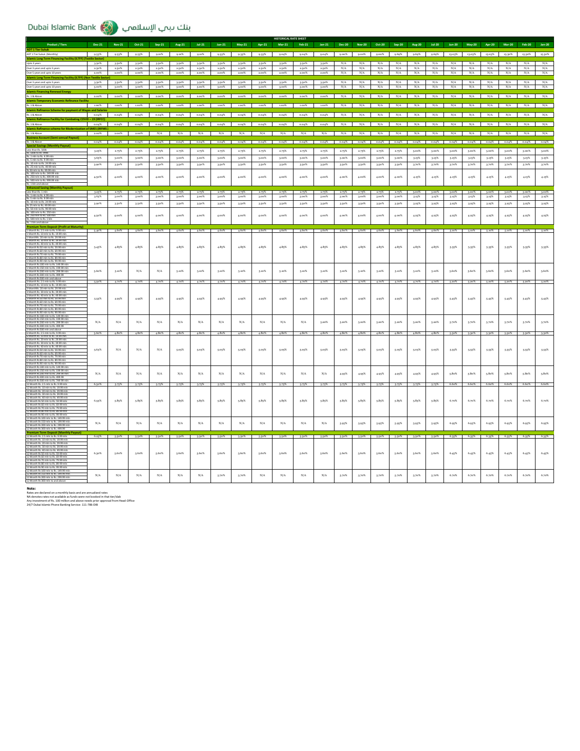# Dubai Islamic Bank بنك دبي الإسلامي

## HISTORICAL RATE SHEET

| Product / Tiers | Dec-21 | Nov-21 | Oct-21 | Sep-21 | Aug-21 | Jul-21 | Jun-21 | May-21 | Apr-21 | Mar-21 | Feb-21 | Jan-21 | Dec-20 | Nov-20 | Oct-20 | Sep-20 | Aug-20 | Jul-20 | Jun-20 | May-20 | Apr-20 | Mar-20 | Feb-20 | Jan-20 |
|---|---|---|---|---|---|---|---|---|---|---|---|---|---|---|---|---|---|---|---|---|---|---|---|---|
| **ADT 1 Tier Sukuk** | | | | | | | | | | | | | | | | | | | | | | | | |
| ADT 1 Tier Sukuk (Monthly) | 9.53% | 9.53% | 9.53% | 9.21% | 9.21% | 9.21% | 9.33% | 9.33% | 9.33% | 9.04% | 9.04% | 9.04% | 9.00% | 9.00% | 9.00% | 9.69% | 9.69% | 9.69% | 13.03% | 13.03% | 13.03% | 15.30% | 15.30% | 15.30% |
| **Islamic Long Term Financing Facility (ILTFF) (Textile Sector)** | | | | | | | | | | | | | | | | | | | | | | | | |
| Upto 3 years | 3.50% | 3.50% | 3.50% | 3.50% | 3.50% | 3.50% | 3.50% | 3.50% | 3.50% | 3.50% | 3.50% | 3.50% | N/A | N/A | N/A | N/A | N/A | N/A | N/A | N/A | N/A | N/A | N/A | N/A |
| Over 3 years and upto 5 years | 2.50% | 2.50% | 2.50% | 2.50% | 2.50% | 2.50% | 2.50% | 2.50% | 2.50% | 2.50% | 2.50% | 2.50% | N/A | N/A | N/A | N/A | N/A | N/A | N/A | N/A | N/A | N/A | N/A | N/A |
| Over 5 years and upto 10 years | 2.00% | 2.00% | 2.00% | 2.00% | 2.00% | 2.00% | 2.00% | 2.00% | 2.00% | 2.00% | 2.00% | 2.00% | N/A | N/A | N/A | N/A | N/A | N/A | N/A | N/A | N/A | N/A | N/A | N/A |
| **Islamic Long Term Financing Facility (ILTFF) (Non Textile Sector)** | | | | | | | | | | | | | | | | | | | | | | | | |
| Over 3 years and upto 5 years | 3.50% | 3.50% | 3.50% | 3.50% | 3.50% | 3.50% | 3.50% | 3.50% | 3.50% | 3.50% | 3.50% | 3.50% | N/A | N/A | N/A | N/A | N/A | N/A | N/A | N/A | N/A | N/A | N/A | N/A |
| Over 5 years and upto 10 years | 3.00% | 3.00% | 3.00% | 3.00% | 3.00% | 3.00% | 3.00% | 3.00% | 3.00% | 3.00% | 3.00% | 3.00% | N/A | N/A | N/A | N/A | N/A | N/A | N/A | N/A | N/A | N/A | N/A | N/A |
| **Islamic Financing Renewal Energy** | | | | | | | | | | | | | | | | | | | | | | | | |
| Rs. 1 & Above | 2.00% | 2.00% | 2.00% | 2.00% | 2.00% | 2.00% | 2.00% | 2.00% | 2.00% | 2.00% | 2.00% | 2.00% | N/A | N/A | N/A | N/A | N/A | N/A | N/A | N/A | N/A | N/A | N/A | N/A |
| **Islamic Temporary Economic Refinance Facility** | | | | | | | | | | | | | | | | | | | | | | | | |
| Rs. 1 & Above | 1.00% | 1.00% | 1.00% | 1.00% | 1.00% | 1.00% | 1.00% | 1.00% | 1.00% | 1.00% | 1.00% | 1.00% | N/A | N/A | N/A | N/A | N/A | N/A | N/A | N/A | N/A | N/A | N/A | N/A |
| **Islamic Refinance Scheme for payment of Wages and Salaries** | | | | | | | | | | | | | | | | | | | | | | | | |
| Rs. 1 & Above | 0.04% | 0.04% | 0.04% | 0.04% | 0.04% | 0.04% | 0.04% | 0.04% | 0.04% | 0.04% | 0.04% | 0.04% | N/A | N/A | N/A | N/A | N/A | N/A | N/A | N/A | N/A | N/A | N/A | N/A |
| **Islamic Refinance Facility for Combating COVID – 19 (IRFCC)** | | | | | | | | | | | | | | | | | | | | | | | | |
| Rs. 1 & Above | 0.04% | 0.04% | 0.04% | 0.04% | 0.04% | 0.04% | 0.04% | 0.04% | 0.04% | 0.04% | 0.04% | 0.04% | N/A | N/A | N/A | N/A | N/A | N/A | N/A | N/A | N/A | N/A | N/A | N/A |
| **Islamic Refinance scheme for Modernization of SMES (IRFMS)** | | | | | | | | | | | | | | | | | | | | | | | | |
| Rs. 1 & Above | 2.00% | 2.00% | 2.00% | N/A | N/A | N/A | N/A | N/A | N/A | N/A | N/A | N/A | N/A | N/A | N/A | N/A | N/A | N/A | N/A | N/A | N/A | N/A | N/A | N/A |
| **Business Account (Semi-annual Payout)** | | | | | | | | | | | | | | | | | | | | | | | | |
| Rs. 1 & Above | 0.04% | 0.04% | 0.04% | 0.04% | 0.04% | 0.04% | 0.04% | 0.04% | 0.04% | 0.04% | 0.04% | 0.04% | 0.04% | 0.04% | 0.04% | 0.04% | 0.04% | 0.04% | 0.04% | 0.04% | 0.04% | 0.04% | 0.04% | 0.04% |
| **Special Savings (Monthly Payout)** | | | | | | | | | | | | | | | | | | | | | | | | |
| Less than Rs. 500k; Rs. 500k to Rs. 999k | 3.25% | 2.75% | 2.75% | 2.75% | 2.75% | 2.75% | 2.75% | 2.75% | 2.75% | 2.75% | 2.75% | 2.75% | 2.75% | 2.75% | 2.75% | 2.75% | 3.00% | 3.00% | 3.00% | 3.00% | 3.00% | 3.00% | 3.00% | 3.00% |
| Rs. 1 mln to Rs. 4.99 mln; Rs. 5 mln to Rs. 9.99 mln | 3.65% | 3.00% | 3.00% | 3.00% | 3.00% | 3.00% | 3.00% | 3.00% | 3.00% | 3.00% | 3.00% | 3.00% | 3.00% | 3.00% | 3.00% | 3.00% | 3.15% | 3.15% | 3.15% | 3.15% | 3.15% | 3.15% | 3.15% | 3.15% |
| Rs. 10 mln to Rs. 24.99 mln; Rs. 25 mln to Rs. 49.99 mln | 3.90% | 3.50% | 3.50% | 3.50% | 3.50% | 3.50% | 3.50% | 3.50% | 3.50% | 3.50% | 3.50% | 3.50% | 3.50% | 3.50% | 3.50% | 3.50% | 3.70% | 3.70% | 3.70% | 3.70% | 3.70% | 3.70% | 3.70% | 3.70% |
| Rs. 50 mln to Rs. 99.99 mln; Rs. 100 mln to Rs. 249.99 mln; Rs. 250 mln to Rs. 499.99 mln; Rs. 500 mln to Rs. 999.99 mln; Rs. 1 bln and above | 4.50% | 4.00% | 4.00% | 4.00% | 4.00% | 4.00% | 4.00% | 4.00% | 4.00% | 4.00% | 4.00% | 4.00% | 4.00% | 4.00% | 4.00% | 4.00% | 4.15% | 4.15% | 4.15% | 4.15% | 4.15% | 4.15% | 4.15% | 4.15% |
| **Enhanced Saving (Monthly Payout)** | | | | | | | | | | | | | | | | | | | | | | | | |
| Less than Rs. 1 mln | 3.25% | 2.75% | 2.75% | 2.75% | 2.75% | 2.75% | 2.75% | 2.75% | 2.75% | 2.75% | 2.75% | 2.75% | 2.75% | 2.75% | 2.75% | 2.75% | 3.00% | 3.00% | 3.00% | 3.00% | 3.00% | 3.00% | 3.00% | 3.00% |
| Rs. 1 mln to Rs. 4.99 mln; Rs. 5 mln to Rs. 9.99 mln | 3.65% | 3.00% | 3.00% | 3.00% | 3.00% | 3.00% | 3.00% | 3.00% | 3.00% | 3.00% | 3.00% | 3.00% | 3.00% | 3.00% | 3.00% | 3.00% | 3.15% | 3.15% | 3.15% | 3.15% | 3.15% | 3.15% | 3.15% | 3.15% |
| Rs. 10 mln to Rs. 24.99 mln; Rs. 25 mln to Rs. 49.99 mln | 3.90% | 3.50% | 3.50% | 3.50% | 3.50% | 3.50% | 3.50% | 3.50% | 3.50% | 3.50% | 3.50% | 3.50% | 3.50% | 3.50% | 3.50% | 3.50% | 3.25% | 3.25% | 3.25% | 3.25% | 3.25% | 3.25% | 3.25% | 3.25% |
| Rs. 50 mln to Rs. 99.99 mln; Rs. 100 mln to Rs. 250 mln; Rs. 250 mln to Rs. 500 mln; Rs. 500 mln to Rs. 1 bln; Rs. 1 bln and above | 4.50% | 4.00% | 4.00% | 4.00% | 4.00% | 4.00% | 4.00% | 4.00% | 4.00% | 4.00% | 4.00% | 4.00% | 4.00% | 4.00% | 4.00% | 4.00% | 4.25% | 4.25% | 4.25% | 4.25% | 4.25% | 4.25% | 4.25% | 4.25% |
| **Premium Term Deposit (Profit at Maturity)** | | | | | | | | | | | | | | | | | | | | | | | | |
| 1 Month Rs. 2.5 mln to Rs. 9.99 mln | 5.40% | 4.60% | 4.60% | 4.60% | 4.60% | 4.60% | 4.60% | 4.60% | 4.60% | 4.60% | 4.60% | 4.60% | 4.60% | 4.60% | 4.60% | 4.60% | 4.60% | 4.60% | 5.10% | 5.10% | 5.10% | 5.10% | 5.10% | 5.10% |
| 1 Month Rs. 10 mln to Rs. 19.99 mln; 1 Month Rs. 20 mln to Rs. 29.99 mln; 1 Month Rs. 30 mln to Rs. 39.99 mln; 1 Month Rs. 40 mln to Rs. 49.99 mln; 1 Month Rs.50 mln to Rs. 59.99 mln; 1 Month Rs.60 mln to Rs. 69.99 mln; 1 Month Rs.70 mln to Rs. 79.99 mln; 1 Month Rs.80 mln to Rs. 89.99 mln; 1 Month Rs.90 mln to Rs. 99.99 mln | 5.45% | 4.85% | 4.85% | 4.85% | 4.85% | 4.85% | 4.85% | 4.85% | 4.85% | 4.85% | 4.85% | 4.85% | 4.85% | 4.85% | 4.85% | 4.85% | 4.85% | 4.85% | 5.35% | 5.35% | 5.35% | 5.35% | 5.35% | 5.35% |
| 1 Month Rs.100 mln to Rs. 149.99 mln; 1 Month Rs.150 mln to Rs. 199.99 mln; 1 Month Rs.200 mln to Rs. 299.99 mln; 1 Month Rs.300 mln to Rs. 499.99; 1 Month Rs.500 mln and above | 5.60% | 5.10% | N/A | N/A | 5.10% | 5.10% | 5.10% | 5.10% | 5.10% | 5.10% | 5.10% | 5.10% | 5.10% | 5.10% | 5.10% | 5.10% | 5.10% | 5.10% | 5.60% | 5.60% | 5.60% | 5.60% | 5.60% | 5.60% |
| 3 Month Rs. 2.5 mln to Rs. 9.99 mln | 5.50% | 4.70% | 4.70% | 4.70% | 4.70% | 4.70% | 4.70% | 4.70% | 4.70% | 4.70% | 4.70% | 4.70% | 4.70% | 4.70% | 4.70% | 4.70% | 4.70% | 4.70% | 5.20% | 5.20% | 5.20% | 5.20% | 5.20% | 5.20% |
| 3 Month Rs. 10 mln to Rs. 19.99 mln; 3 Month Rs. 20 mln to Rs. 29.99 mln; 3 Month Rs. 30 mln to Rs. 39.99 mln; 3 Month Rs. 40 mln to Rs. 49.99 mln; 3 Month Rs.50 mln to Rs. 59.99 mln; 3 Month Rs.60 mln to Rs. 69.99 mln; 3 Month Rs.70 mln to Rs. 79.99 mln; 3 Month Rs.80 mln to Rs. 89.99 mln; 3 Month Rs.90 mln to Rs. 99.99 mln | 5.55% | 4.95% | 4.95% | 4.95% | 4.95% | 4.95% | 4.95% | 4.95% | 4.95% | 4.95% | 4.95% | 4.95% | 4.95% | 4.95% | 4.95% | 4.95% | 4.95% | 4.95% | 5.45% | 5.45% | 5.45% | 5.45% | 5.45% | 5.45% |
| 3 Month Rs.100 mln to Rs. 149.99 mln; 3 Month Rs.150 mln to Rs. 199.99 mln; 3 Month Rs.200 mln to Rs. 299.99 mln; 3 Month Rs.300 mln to Rs. 499.99; 3 Month Rs.500 mln and above | N/A | N/A | N/A | N/A | N/A | N/A | N/A | N/A | N/A | N/A | N/A | 5.20% | 5.20% | 5.20% | 5.20% | 5.20% | 5.20% | 5.20% | 5.70% | 5.70% | 5.70% | 5.70% | 5.70% | 5.70% |
| 6 Month Rs. 2.5 mln to Rs. 9.99 mln | 5.60% | 4.80% | 4.80% | 4.80% | 4.80% | 4.80% | 4.80% | 4.80% | 4.80% | 4.80% | 4.80% | 4.80% | 4.80% | 4.80% | 4.80% | 4.80% | 4.80% | 4.80% | 5.30% | 5.30% | 5.30% | 5.30% | 5.30% | 5.30% |
| 6 Month Rs. 10 mln to Rs. 19.99 mln; 6 Month Rs. 20 mln to Rs. 29.99 mln; 6 Month Rs. 30 mln to Rs. 39.99 mln; 6 Month Rs. 40 mln to Rs. 49.99 mln; 6 Month Rs.50 mln to Rs. 59.99 mln; 6 Month Rs.60 mln to Rs. 69.99 mln; 6 Month Rs.70 mln to Rs. 79.99 mln; 6 Month Rs.80 mln to Rs. 89.99 mln; 6 Month Rs.90 mln to Rs. 99.99 mln | 5.65% | N/A | N/A | N/A | 5.05% | 5.05% | 5.05% | 5.05% | 5.05% | 5.05% | 5.05% | 5.05% | 5.05% | 5.05% | 5.05% | 5.05% | 5.05% | 5.05% | 5.55% | 5.55% | 5.55% | 5.55% | 5.55% | 5.55% |
| 6 Month Rs.100 mln to Rs. 149.99 mln; 6 Month Rs.150 mln to Rs. 199.99 mln; 6 Month Rs.200 mln to Rs. 299.99 mln; 6 Month Rs.300 mln to Rs. 499.99; 6 Month Rs.500 mln and above | N/A | N/A | N/A | N/A | N/A | N/A | N/A | N/A | N/A | N/A | N/A | N/A | 4.95% | 4.95% | 4.95% | 4.95% | 4.95% | 4.95% | 5.80% | 5.80% | 5.80% | 5.80% | 5.80% | 5.80% |
| 12 Month Rs. 2.5 mln to Rs. 9.99 mln | 6.50% | 5.75% | 5.75% | 5.75% | 5.75% | 5.75% | 5.75% | 5.75% | 5.75% | 5.75% | 5.75% | 5.75% | 5.75% | 5.75% | 5.75% | 5.75% | 5.75% | 5.75% | 6.60% | 6.60% | 6.60% | 6.60% | 6.60% | 6.60% |
| 12 Month Rs. 10 mln to Rs. 19.99 mln; 12 Month Rs. 20 mln to Rs. 29.99 mln; 12 Month Rs. 30 mln to Rs. 39.99 mln; 12 Month Rs. 40 mln to Rs. 49.99 mln; 12 Month Rs.50 mln to Rs. 59.99 mln; 12 Month Rs.60 mln to Rs. 69.99 mln; 12 Month Rs.70 mln to Rs. 79.99 mln; 12 Month Rs.80 mln to Rs. 89.99 mln; 12 Month Rs.90 mln to Rs. 99.99 mln | 6.55% | 5.85% | 5.85% | 5.85% | 5.85% | 5.85% | 5.85% | 5.85% | 5.85% | 5.85% | 5.85% | 5.85% | 5.85% | 5.85% | 5.85% | 5.85% | 5.85% | 5.85% | 6.70% | 6.70% | 6.70% | 6.70% | 6.70% | 6.70% |
| 12 Month Rs.100 mln to Rs. 149.99 mln; 12 Month Rs.150 mln to Rs. 199.99 mln; 12 Month Rs.200 mln to Rs. 299.99 mln; 12 Month Rs.300 mln to Rs. 499.99 | N/A | N/A | N/A | N/A | N/A | N/A | N/A | N/A | N/A | N/A | N/A | N/A | 5.95% | 5.95% | 5.95% | 5.95% | 5.95% | 5.95% | 6.95% | 6.95% | 6.95% | 6.95% | 6.95% | 6.95% |
| **Premium Term Deposit (Monthly Payout)** | | | | | | | | | | | | | | | | | | | | | | | | |
| 12 Month Rs. 2.5 mln to Rs. 9.99 mln | 6.25% | 5.50% | 5.50% | 5.50% | 5.50% | 5.50% | 5.50% | 5.50% | 5.50% | 5.50% | 5.50% | 5.50% | 5.50% | 5.50% | 5.50% | 5.50% | 5.50% | 5.50% | 6.35% | 6.35% | 6.35% | 6.35% | 6.35% | 6.35% |
| 12 Month Rs. 10 mln to Rs. 19.99 mln; 12 Month Rs. 20 mln to Rs. 29.99 mln; 12 Month Rs. 30 mln to Rs. 39.99 mln; 12 Month Rs. 40 mln to Rs. 49.99 mln; 12 Month Rs.50 mln to Rs. 59.99 mln; 12 Month Rs.60 mln to Rs. 69.99 mln; 12 Month Rs.70 mln to Rs. 79.99 mln; 12 Month Rs.80 mln to Rs. 89.99 mln; 12 Month Rs.90 mln to Rs. 99.99 mln | 6.30% | 5.60% | 5.60% | 5.60% | 5.60% | 5.60% | 5.60% | 5.60% | 5.60% | 5.60% | 5.60% | 5.60% | 5.60% | 5.60% | 5.60% | 5.60% | 5.60% | 5.60% | 6.45% | 6.45% | 6.45% | 6.45% | 6.45% | 6.45% |
| 12 Month Rs.100 mln to Rs. 149.99 mln; 12 Month Rs.150 mln to Rs. 199.99 mln; 12 Month Rs.200 mln to Rs. 299.99 mln; 12 Month Rs.300 mln to and above | N/A | N/A | N/A | N/A | N/A | N/A | 5.70% | 5.70% | N/A | N/A | N/A | N/A | 5.70% | 5.70% | 5.70% | 5.70% | 5.70% | 5.70% | 6.70% | 6.70% | 6.70% | 6.70% | 6.70% | 6.70% |

**Note:**

Rates are declared on a monthly basis and are annualized rates

NA denotes rates not available as funds were not booked in that tier/slab

Any investment of Rs. 100 million and above needs prior approval from Head-Office

24/7 Dubai Islamic Phone Banking Service: 111-786-DIB